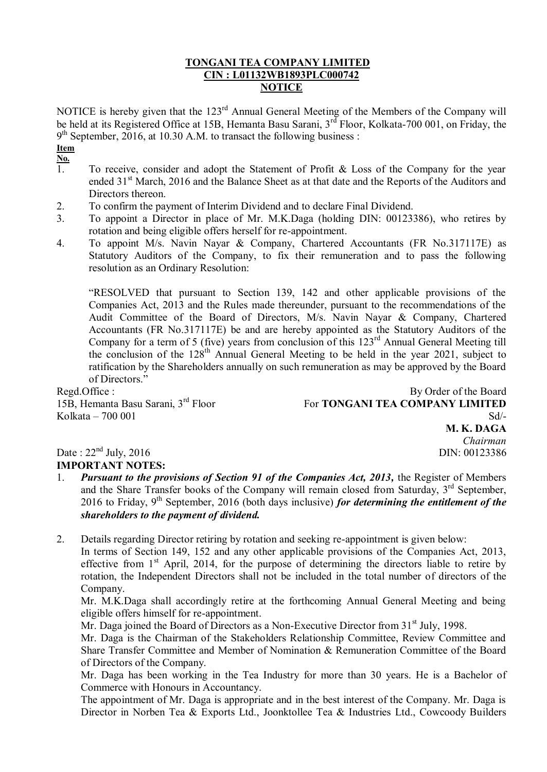# TONGANI TEA COMPANY LIMITED
## CIN : L01132WB1893PLC000742
## NOTICE

NOTICE is hereby given that the 123rd Annual General Meeting of the Members of the Company will be held at its Registered Office at 15B, Hemanta Basu Sarani, 3rd Floor, Kolkata-700 001, on Friday, the 9th September, 2016, at 10.30 A.M. to transact the following business :

**Item No.**

1. To receive, consider and adopt the Statement of Profit & Loss of the Company for the year ended 31st March, 2016 and the Balance Sheet as at that date and the Reports of the Auditors and Directors thereon.
2. To confirm the payment of Interim Dividend and to declare Final Dividend.
3. To appoint a Director in place of Mr. M.K.Daga (holding DIN: 00123386), who retires by rotation and being eligible offers herself for re-appointment.
4. To appoint M/s. Navin Nayar & Company, Chartered Accountants (FR No.317117E) as Statutory Auditors of the Company, to fix their remuneration and to pass the following resolution as an Ordinary Resolution:

   "RESOLVED that pursuant to Section 139, 142 and other applicable provisions of the Companies Act, 2013 and the Rules made thereunder, pursuant to the recommendations of the Audit Committee of the Board of Directors, M/s. Navin Nayar & Company, Chartered Accountants (FR No.317117E) be and are hereby appointed as the Statutory Auditors of the Company for a term of 5 (five) years from conclusion of this 123rd Annual General Meeting till the conclusion of the 128th Annual General Meeting to be held in the year 2021, subject to ratification by the Shareholders annually on such remuneration as may be approved by the Board of Directors."

Regd.Office :
15B, Hemanta Basu Sarani, 3rd Floor
Kolkata – 700 001

Date : 22nd July, 2016

By Order of the Board
For **TONGANI TEA COMPANY LIMITED**
Sd/-
**M. K. DAGA**
*Chairman*
DIN: 00123386

**IMPORTANT NOTES:**

1. ***Pursuant to the provisions of Section 91 of the Companies Act, 2013,*** the Register of Members and the Share Transfer books of the Company will remain closed from Saturday, 3rd September, 2016 to Friday, 9th September, 2016 (both days inclusive) ***for determining the entitlement of the shareholders to the payment of dividend.***

2. Details regarding Director retiring by rotation and seeking re-appointment is given below:

   In terms of Section 149, 152 and any other applicable provisions of the Companies Act, 2013, effective from 1st April, 2014, for the purpose of determining the directors liable to retire by rotation, the Independent Directors shall not be included in the total number of directors of the Company.

   Mr. M.K.Daga shall accordingly retire at the forthcoming Annual General Meeting and being eligible offers himself for re-appointment.

   Mr. Daga joined the Board of Directors as a Non-Executive Director from 31st July, 1998.

   Mr. Daga is the Chairman of the Stakeholders Relationship Committee, Review Committee and Share Transfer Committee and Member of Nomination & Remuneration Committee of the Board of Directors of the Company.

   Mr. Daga has been working in the Tea Industry for more than 30 years. He is a Bachelor of Commerce with Honours in Accountancy.

   The appointment of Mr. Daga is appropriate and in the best interest of the Company. Mr. Daga is Director in Norben Tea & Exports Ltd., Joonktollee Tea & Industries Ltd., Cowcoody Builders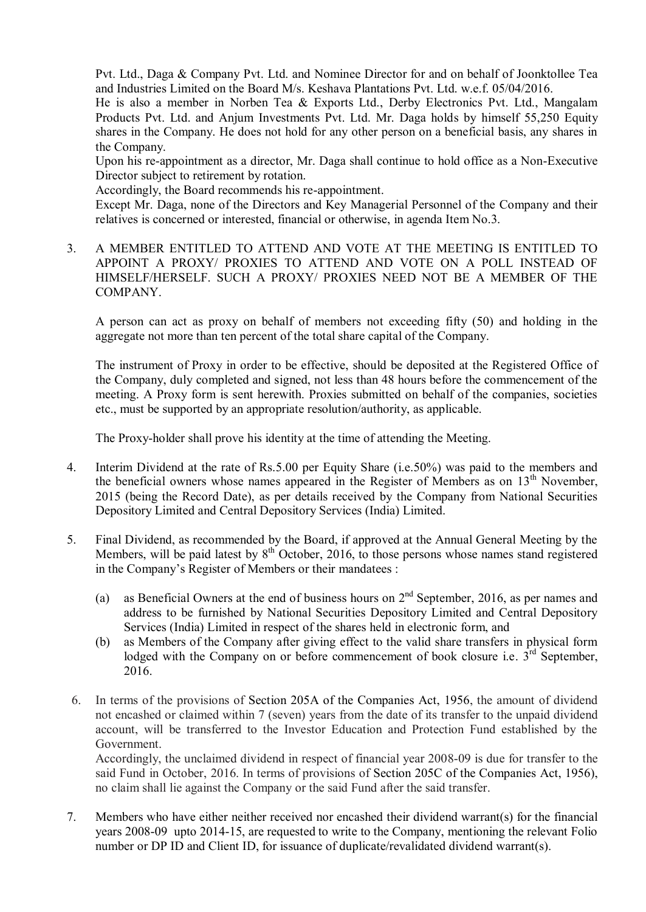Pvt. Ltd., Daga & Company Pvt. Ltd. and Nominee Director for and on behalf of Joonktollee Tea and Industries Limited on the Board M/s. Keshava Plantations Pvt. Ltd. w.e.f. 05/04/2016.

He is also a member in Norben Tea & Exports Ltd., Derby Electronics Pvt. Ltd., Mangalam Products Pvt. Ltd. and Anjum Investments Pvt. Ltd. Mr. Daga holds by himself 55,250 Equity shares in the Company. He does not hold for any other person on a beneficial basis, any shares in the Company.

Upon his re-appointment as a director, Mr. Daga shall continue to hold office as a Non-Executive Director subject to retirement by rotation.

Accordingly, the Board recommends his re-appointment.

Except Mr. Daga, none of the Directors and Key Managerial Personnel of the Company and their relatives is concerned or interested, financial or otherwise, in agenda Item No.3.

3. A MEMBER ENTITLED TO ATTEND AND VOTE AT THE MEETING IS ENTITLED TO APPOINT A PROXY/ PROXIES TO ATTEND AND VOTE ON A POLL INSTEAD OF HIMSELF/HERSELF. SUCH A PROXY/ PROXIES NEED NOT BE A MEMBER OF THE COMPANY.

   A person can act as proxy on behalf of members not exceeding fifty (50) and holding in the aggregate not more than ten percent of the total share capital of the Company.

   The instrument of Proxy in order to be effective, should be deposited at the Registered Office of the Company, duly completed and signed, not less than 48 hours before the commencement of the meeting. A Proxy form is sent herewith. Proxies submitted on behalf of the companies, societies etc., must be supported by an appropriate resolution/authority, as applicable.

   The Proxy-holder shall prove his identity at the time of attending the Meeting.

4. Interim Dividend at the rate of Rs.5.00 per Equity Share (i.e.50%) was paid to the members and the beneficial owners whose names appeared in the Register of Members as on 13th November, 2015 (being the Record Date), as per details received by the Company from National Securities Depository Limited and Central Depository Services (India) Limited.

5. Final Dividend, as recommended by the Board, if approved at the Annual General Meeting by the Members, will be paid latest by 8th October, 2016, to those persons whose names stand registered in the Company's Register of Members or their mandatees :

   (a) as Beneficial Owners at the end of business hours on 2nd September, 2016, as per names and address to be furnished by National Securities Depository Limited and Central Depository Services (India) Limited in respect of the shares held in electronic form, and
   (b) as Members of the Company after giving effect to the valid share transfers in physical form lodged with the Company on or before commencement of book closure i.e. 3rd September, 2016.

6. In terms of the provisions of Section 205A of the Companies Act, 1956, the amount of dividend not encashed or claimed within 7 (seven) years from the date of its transfer to the unpaid dividend account, will be transferred to the Investor Education and Protection Fund established by the Government.

   Accordingly, the unclaimed dividend in respect of financial year 2008-09 is due for transfer to the said Fund in October, 2016. In terms of provisions of Section 205C of the Companies Act, 1956), no claim shall lie against the Company or the said Fund after the said transfer.

7. Members who have either neither received nor encashed their dividend warrant(s) for the financial years 2008-09 upto 2014-15, are requested to write to the Company, mentioning the relevant Folio number or DP ID and Client ID, for issuance of duplicate/revalidated dividend warrant(s).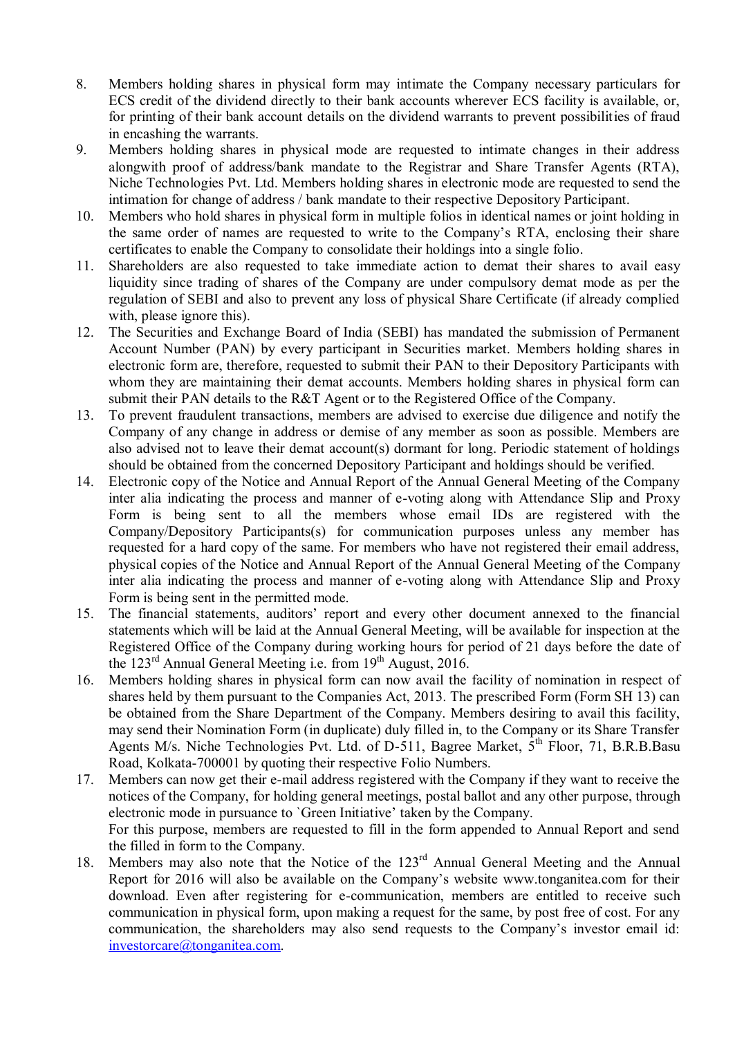8. Members holding shares in physical form may intimate the Company necessary particulars for ECS credit of the dividend directly to their bank accounts wherever ECS facility is available, or, for printing of their bank account details on the dividend warrants to prevent possibilities of fraud in encashing the warrants.
9. Members holding shares in physical mode are requested to intimate changes in their address alongwith proof of address/bank mandate to the Registrar and Share Transfer Agents (RTA), Niche Technologies Pvt. Ltd. Members holding shares in electronic mode are requested to send the intimation for change of address / bank mandate to their respective Depository Participant.
10. Members who hold shares in physical form in multiple folios in identical names or joint holding in the same order of names are requested to write to the Company's RTA, enclosing their share certificates to enable the Company to consolidate their holdings into a single folio.
11. Shareholders are also requested to take immediate action to demat their shares to avail easy liquidity since trading of shares of the Company are under compulsory demat mode as per the regulation of SEBI and also to prevent any loss of physical Share Certificate (if already complied with, please ignore this).
12. The Securities and Exchange Board of India (SEBI) has mandated the submission of Permanent Account Number (PAN) by every participant in Securities market. Members holding shares in electronic form are, therefore, requested to submit their PAN to their Depository Participants with whom they are maintaining their demat accounts. Members holding shares in physical form can submit their PAN details to the R&T Agent or to the Registered Office of the Company.
13. To prevent fraudulent transactions, members are advised to exercise due diligence and notify the Company of any change in address or demise of any member as soon as possible. Members are also advised not to leave their demat account(s) dormant for long. Periodic statement of holdings should be obtained from the concerned Depository Participant and holdings should be verified.
14. Electronic copy of the Notice and Annual Report of the Annual General Meeting of the Company inter alia indicating the process and manner of e-voting along with Attendance Slip and Proxy Form is being sent to all the members whose email IDs are registered with the Company/Depository Participants(s) for communication purposes unless any member has requested for a hard copy of the same. For members who have not registered their email address, physical copies of the Notice and Annual Report of the Annual General Meeting of the Company inter alia indicating the process and manner of e-voting along with Attendance Slip and Proxy Form is being sent in the permitted mode.
15. The financial statements, auditors' report and every other document annexed to the financial statements which will be laid at the Annual General Meeting, will be available for inspection at the Registered Office of the Company during working hours for period of 21 days before the date of the 123rd Annual General Meeting i.e. from 19th August, 2016.
16. Members holding shares in physical form can now avail the facility of nomination in respect of shares held by them pursuant to the Companies Act, 2013. The prescribed Form (Form SH 13) can be obtained from the Share Department of the Company. Members desiring to avail this facility, may send their Nomination Form (in duplicate) duly filled in, to the Company or its Share Transfer Agents M/s. Niche Technologies Pvt. Ltd. of D-511, Bagree Market, 5th Floor, 71, B.R.B.Basu Road, Kolkata-700001 by quoting their respective Folio Numbers.
17. Members can now get their e-mail address registered with the Company if they want to receive the notices of the Company, for holding general meetings, postal ballot and any other purpose, through electronic mode in pursuance to `Green Initiative' taken by the Company.
    For this purpose, members are requested to fill in the form appended to Annual Report and send the filled in form to the Company.
18. Members may also note that the Notice of the 123rd Annual General Meeting and the Annual Report for 2016 will also be available on the Company's website www.tonganitea.com for their download. Even after registering for e-communication, members are entitled to receive such communication in physical form, upon making a request for the same, by post free of cost. For any communication, the shareholders may also send requests to the Company's investor email id: investorcare@tonganitea.com.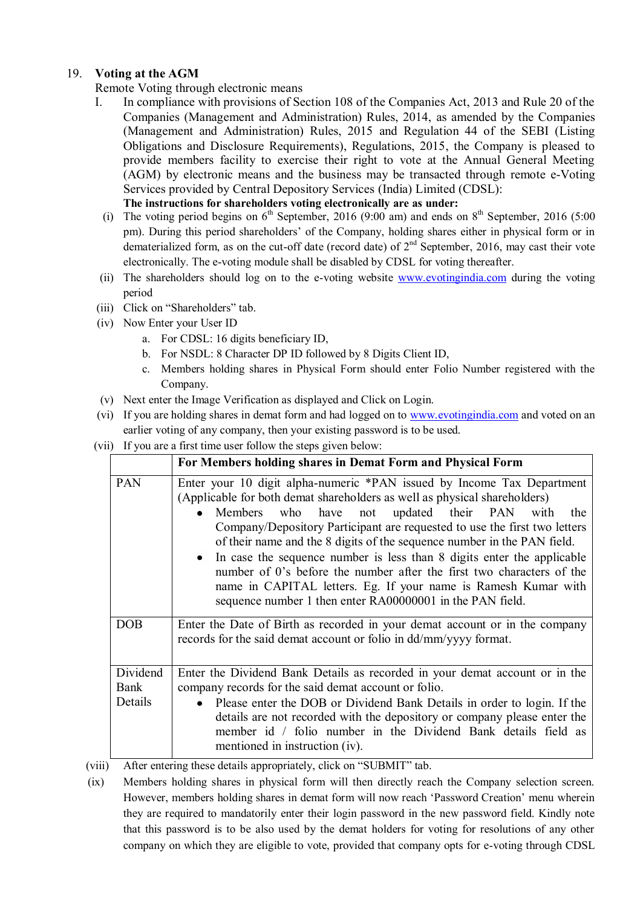19. **Voting at the AGM**

Remote Voting through electronic means

I. In compliance with provisions of Section 108 of the Companies Act, 2013 and Rule 20 of the Companies (Management and Administration) Rules, 2014, as amended by the Companies (Management and Administration) Rules, 2015 and Regulation 44 of the SEBI (Listing Obligations and Disclosure Requirements), Regulations, 2015, the Company is pleased to provide members facility to exercise their right to vote at the Annual General Meeting (AGM) by electronic means and the business may be transacted through remote e-Voting Services provided by Central Depository Services (India) Limited (CDSL):

**The instructions for shareholders voting electronically are as under:**

(i) The voting period begins on 6th September, 2016 (9:00 am) and ends on 8th September, 2016 (5:00 pm). During this period shareholders' of the Company, holding shares either in physical form or in dematerialized form, as on the cut-off date (record date) of 2nd September, 2016, may cast their vote electronically. The e-voting module shall be disabled by CDSL for voting thereafter.

(ii) The shareholders should log on to the e-voting website www.evotingindia.com during the voting period

(iii) Click on "Shareholders" tab.

(iv) Now Enter your User ID

a. For CDSL: 16 digits beneficiary ID,
b. For NSDL: 8 Character DP ID followed by 8 Digits Client ID,
c. Members holding shares in Physical Form should enter Folio Number registered with the Company.

(v) Next enter the Image Verification as displayed and Click on Login.

(vi) If you are holding shares in demat form and had logged on to www.evotingindia.com and voted on an earlier voting of any company, then your existing password is to be used.

(vii) If you are a first time user follow the steps given below:

| | **For Members holding shares in Demat Form and Physical Form** |
|---|---|
| PAN | Enter your 10 digit alpha-numeric *PAN issued by Income Tax Department (Applicable for both demat shareholders as well as physical shareholders)<br>• Members who have not updated their PAN with the Company/Depository Participant are requested to use the first two letters of their name and the 8 digits of the sequence number in the PAN field.<br>• In case the sequence number is less than 8 digits enter the applicable number of 0's before the number after the first two characters of the name in CAPITAL letters. Eg. If your name is Ramesh Kumar with sequence number 1 then enter RA00000001 in the PAN field. |
| DOB | Enter the Date of Birth as recorded in your demat account or in the company records for the said demat account or folio in dd/mm/yyyy format. |
| Dividend Bank Details | Enter the Dividend Bank Details as recorded in your demat account or in the company records for the said demat account or folio.<br>• Please enter the DOB or Dividend Bank Details in order to login. If the details are not recorded with the depository or company please enter the member id / folio number in the Dividend Bank details field as mentioned in instruction (iv). |

(viii) After entering these details appropriately, click on "SUBMIT" tab.

(ix) Members holding shares in physical form will then directly reach the Company selection screen. However, members holding shares in demat form will now reach 'Password Creation' menu wherein they are required to mandatorily enter their login password in the new password field. Kindly note that this password is to be also used by the demat holders for voting for resolutions of any other company on which they are eligible to vote, provided that company opts for e-voting through CDSL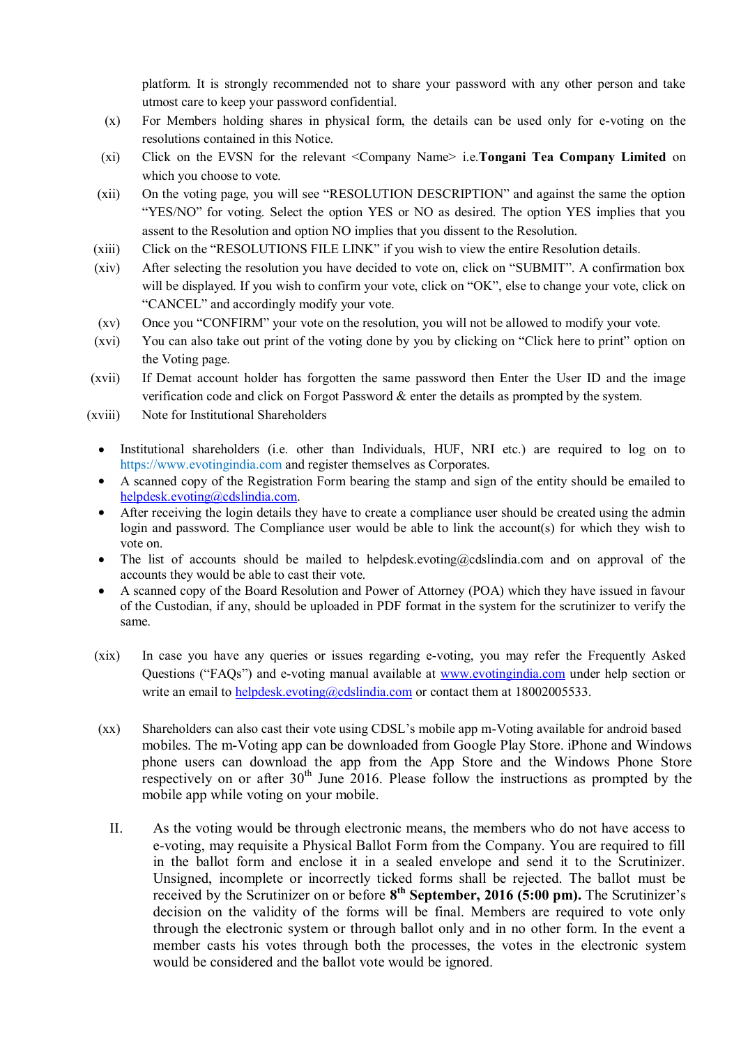platform. It is strongly recommended not to share your password with any other person and take utmost care to keep your password confidential.

(x) For Members holding shares in physical form, the details can be used only for e-voting on the resolutions contained in this Notice.

(xi) Click on the EVSN for the relevant <Company Name> i.e.**Tongani Tea Company Limited** on which you choose to vote.

(xii) On the voting page, you will see "RESOLUTION DESCRIPTION" and against the same the option "YES/NO" for voting. Select the option YES or NO as desired. The option YES implies that you assent to the Resolution and option NO implies that you dissent to the Resolution.

(xiii) Click on the "RESOLUTIONS FILE LINK" if you wish to view the entire Resolution details.

(xiv) After selecting the resolution you have decided to vote on, click on "SUBMIT". A confirmation box will be displayed. If you wish to confirm your vote, click on "OK", else to change your vote, click on "CANCEL" and accordingly modify your vote.

(xv) Once you "CONFIRM" your vote on the resolution, you will not be allowed to modify your vote.

(xvi) You can also take out print of the voting done by you by clicking on "Click here to print" option on the Voting page.

(xvii) If Demat account holder has forgotten the same password then Enter the User ID and the image verification code and click on Forgot Password & enter the details as prompted by the system.

(xviii) Note for Institutional Shareholders

- Institutional shareholders (i.e. other than Individuals, HUF, NRI etc.) are required to log on to https://www.evotingindia.com and register themselves as Corporates.
- A scanned copy of the Registration Form bearing the stamp and sign of the entity should be emailed to helpdesk.evoting@cdslindia.com.
- After receiving the login details they have to create a compliance user should be created using the admin login and password. The Compliance user would be able to link the account(s) for which they wish to vote on.
- The list of accounts should be mailed to helpdesk.evoting@cdslindia.com and on approval of the accounts they would be able to cast their vote.
- A scanned copy of the Board Resolution and Power of Attorney (POA) which they have issued in favour of the Custodian, if any, should be uploaded in PDF format in the system for the scrutinizer to verify the same.

(xix) In case you have any queries or issues regarding e-voting, you may refer the Frequently Asked Questions ("FAQs") and e-voting manual available at www.evotingindia.com under help section or write an email to helpdesk.evoting@cdslindia.com or contact them at 18002005533.

(xx) Shareholders can also cast their vote using CDSL's mobile app m-Voting available for android based mobiles. The m-Voting app can be downloaded from Google Play Store. iPhone and Windows phone users can download the app from the App Store and the Windows Phone Store respectively on or after 30th June 2016. Please follow the instructions as prompted by the mobile app while voting on your mobile.

II. As the voting would be through electronic means, the members who do not have access to e-voting, may requisite a Physical Ballot Form from the Company. You are required to fill in the ballot form and enclose it in a sealed envelope and send it to the Scrutinizer. Unsigned, incomplete or incorrectly ticked forms shall be rejected. The ballot must be received by the Scrutinizer on or before **8th September, 2016 (5:00 pm).** The Scrutinizer's decision on the validity of the forms will be final. Members are required to vote only through the electronic system or through ballot only and in no other form. In the event a member casts his votes through both the processes, the votes in the electronic system would be considered and the ballot vote would be ignored.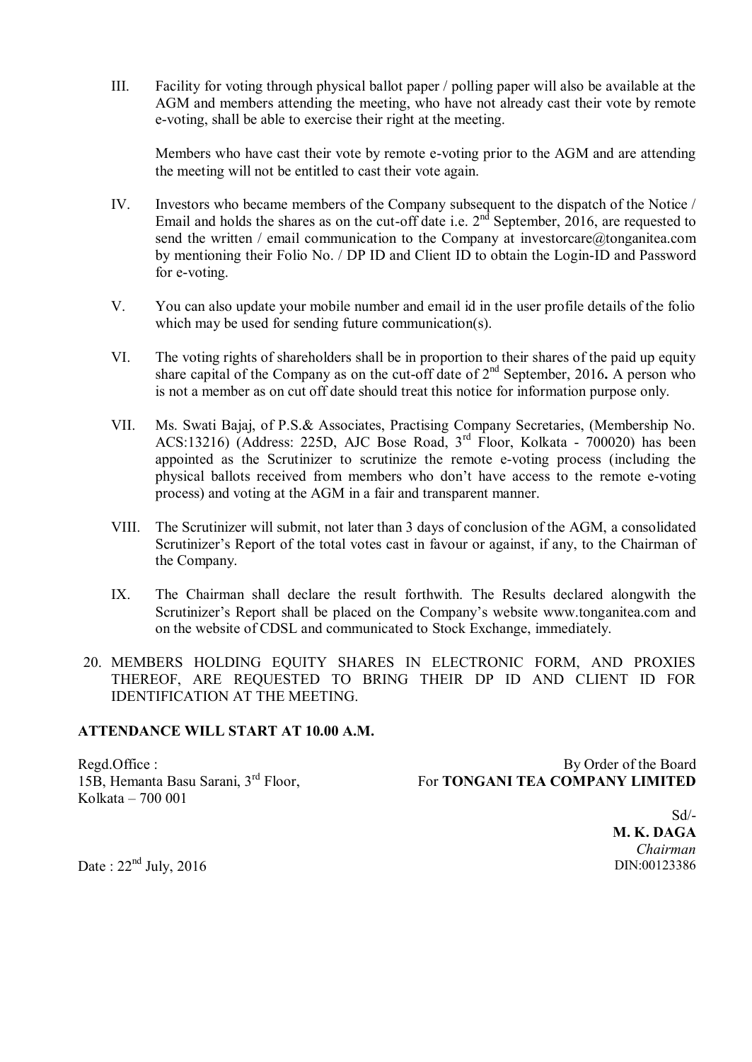III. Facility for voting through physical ballot paper / polling paper will also be available at the AGM and members attending the meeting, who have not already cast their vote by remote e-voting, shall be able to exercise their right at the meeting.

   Members who have cast their vote by remote e-voting prior to the AGM and are attending the meeting will not be entitled to cast their vote again.

IV. Investors who became members of the Company subsequent to the dispatch of the Notice / Email and holds the shares as on the cut-off date i.e. 2nd September, 2016, are requested to send the written / email communication to the Company at investorcare@tonganitea.com by mentioning their Folio No. / DP ID and Client ID to obtain the Login-ID and Password for e-voting.

V. You can also update your mobile number and email id in the user profile details of the folio which may be used for sending future communication(s).

VI. The voting rights of shareholders shall be in proportion to their shares of the paid up equity share capital of the Company as on the cut-off date of 2nd September, 2016**.** A person who is not a member as on cut off date should treat this notice for information purpose only.

VII. Ms. Swati Bajaj, of P.S.& Associates, Practising Company Secretaries, (Membership No. ACS:13216) (Address: 225D, AJC Bose Road, 3rd Floor, Kolkata - 700020) has been appointed as the Scrutinizer to scrutinize the remote e-voting process (including the physical ballots received from members who don't have access to the remote e-voting process) and voting at the AGM in a fair and transparent manner.

VIII. The Scrutinizer will submit, not later than 3 days of conclusion of the AGM, a consolidated Scrutinizer's Report of the total votes cast in favour or against, if any, to the Chairman of the Company.

IX. The Chairman shall declare the result forthwith. The Results declared alongwith the Scrutinizer's Report shall be placed on the Company's website www.tonganitea.com and on the website of CDSL and communicated to Stock Exchange, immediately.

20. MEMBERS HOLDING EQUITY SHARES IN ELECTRONIC FORM, AND PROXIES THEREOF, ARE REQUESTED TO BRING THEIR DP ID AND CLIENT ID FOR IDENTIFICATION AT THE MEETING.

**ATTENDANCE WILL START AT 10.00 A.M.**

Regd.Office :
15B, Hemanta Basu Sarani, 3rd Floor,
Kolkata – 700 001

By Order of the Board
For **TONGANI TEA COMPANY LIMITED**

Sd/-
**M. K. DAGA**
*Chairman*
DIN:00123386

Date : 22nd July, 2016